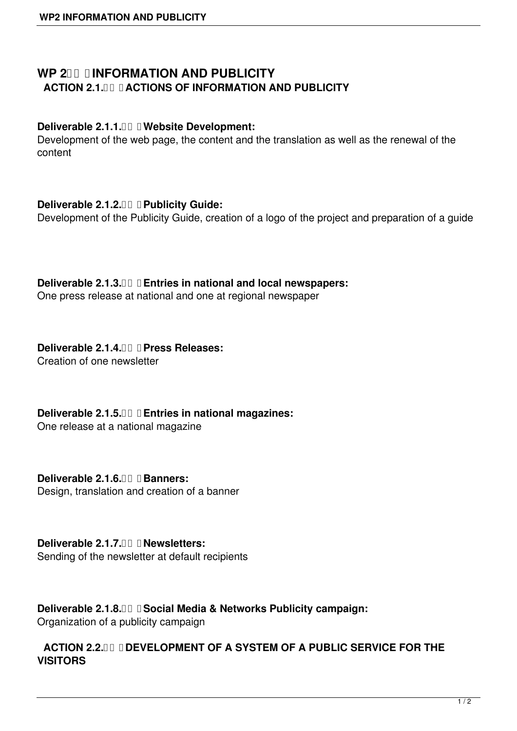# WP 2 INFORMATION AND PUBLICITY

## ACTION 2.1. ACTIONS OF INFORMATION AND PUBLICITY

**Deliverable 2.1.1. Website Development:**
Development of the web page, the content and the translation as well as the renewal of the content

**Deliverable 2.1.2. Publicity Guide:**
Development of the Publicity Guide, creation of a logo of the project and preparation of a guide

**Deliverable 2.1.3. Entries in national and local newspapers:**
One press release at national and one at regional newspaper

**Deliverable 2.1.4. Press Releases:**
Creation of one newsletter

**Deliverable 2.1.5. Entries in national magazines:**
One release at a national magazine

**Deliverable 2.1.6. Banners:**
Design, translation and creation of a banner

**Deliverable 2.1.7. Newsletters:**
Sending of the newsletter at default recipients

**Deliverable 2.1.8. Social Media & Networks Publicity campaign:**
Organization of a publicity campaign

## ACTION 2.2. DEVELOPMENT OF A SYSTEM OF A PUBLIC SERVICE FOR THE VISITORS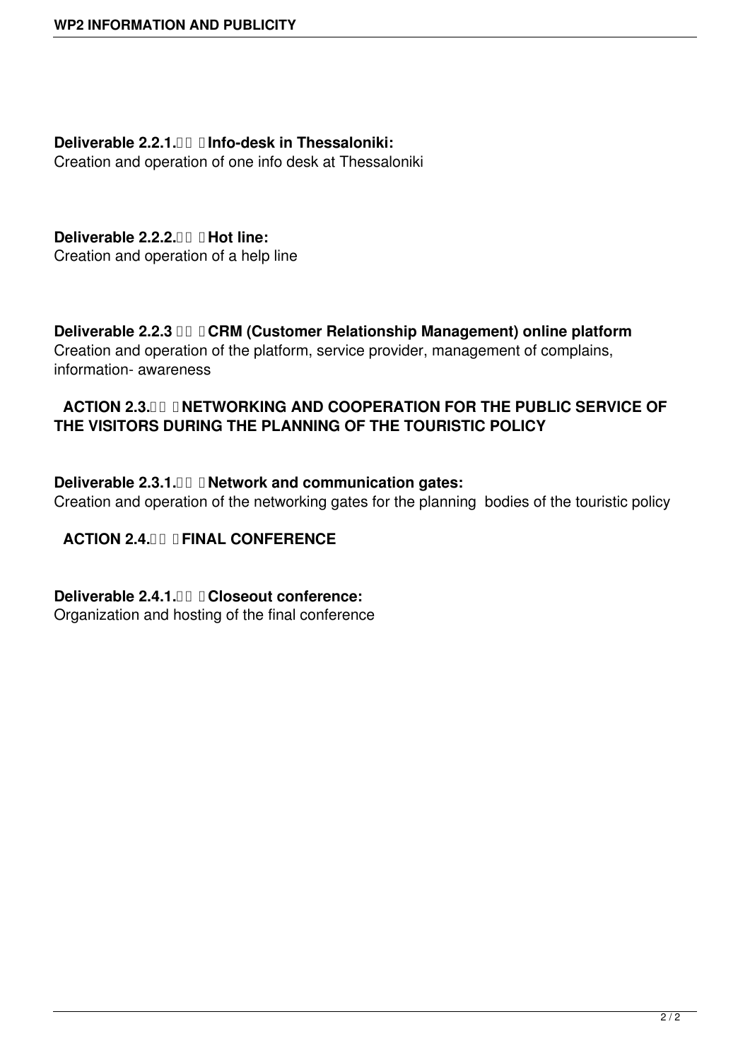**Deliverable 2.2.1. Info-desk in Thessaloniki:**
Creation and operation of one info desk at Thessaloniki

**Deliverable 2.2.2. Hot line:**
Creation and operation of a help line

**Deliverable 2.2.3 CRM (Customer Relationship Management) online platform**
Creation and operation of the platform, service provider, management of complains, information- awareness

## ACTION 2.3. NETWORKING AND COOPERATION FOR THE PUBLIC SERVICE OF THE VISITORS DURING THE PLANNING OF THE TOURISTIC POLICY

**Deliverable 2.3.1. Network and communication gates:**
Creation and operation of the networking gates for the planning bodies of the touristic policy

## ACTION 2.4. FINAL CONFERENCE

**Deliverable 2.4.1. Closeout conference:**
Organization and hosting of the final conference